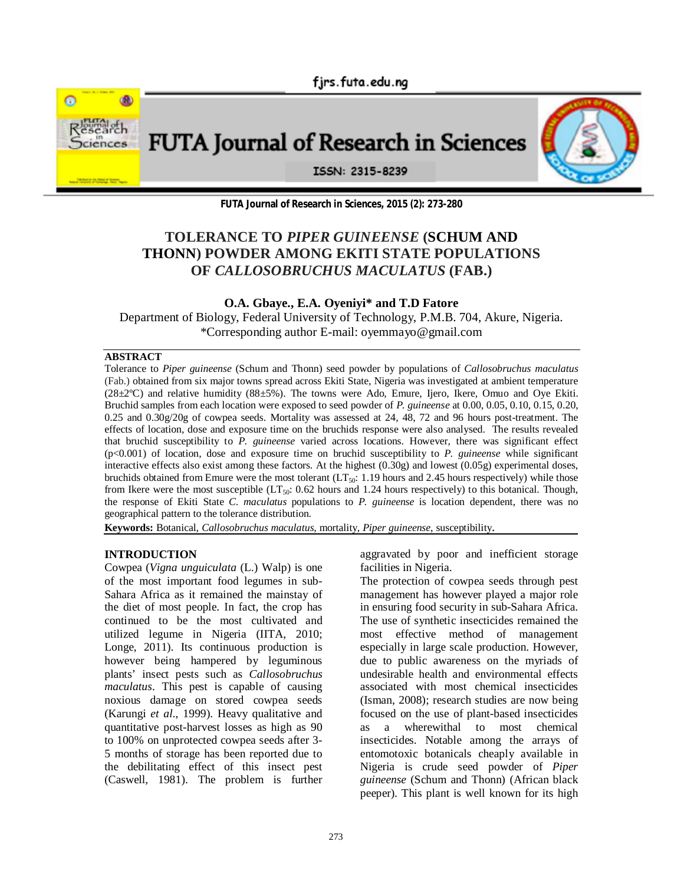# TOLERANCE TO *PIPER GUINEENSE* (SCHUM AND THONN) POWDER AMONG EKITI STATE POPULATIONS OF *CALLOSOBRUCHUS MACULATUS* (FAB.)

**O.A. Gbaye., E.A. Oyeniyi* and T.D Fatore**

Department of Biology, Federal University of Technology, P.M.B. 704, Akure, Nigeria.
*Corresponding author E-mail: oyemmayo@gmail.com

## ABSTRACT

Tolerance to *Piper guineense* (Schum and Thonn) seed powder by populations of *Callosobruchus maculatus* (Fab.) obtained from six major towns spread across Ekiti State, Nigeria was investigated at ambient temperature (28±2ºC) and relative humidity (88±5%). The towns were Ado, Emure, Ijero, Ikere, Omuo and Oye Ekiti. Bruchid samples from each location were exposed to seed powder of *P. guineense* at 0.00, 0.05, 0.10, 0.15, 0.20, 0.25 and 0.30g/20g of cowpea seeds. Mortality was assessed at 24, 48, 72 and 96 hours post-treatment. The effects of location, dose and exposure time on the bruchids response were also analysed. The results revealed that bruchid susceptibility to *P. guineense* varied across locations. However, there was significant effect ($p<0.001$) of location, dose and exposure time on bruchid susceptibility to *P. guineense* while significant interactive effects also exist among these factors. At the highest (0.30g) and lowest (0.05g) experimental doses, bruchids obtained from Emure were the most tolerant ($LT_{50}$: 1.19 hours and 2.45 hours respectively) while those from Ikere were the most susceptible ($LT_{50}$: 0.62 hours and 1.24 hours respectively) to this botanical. Though, the response of Ekiti State *C. maculatus* populations to *P. guineense* is location dependent, there was no geographical pattern to the tolerance distribution.

**Keywords:** Botanical, *Callosobruchus maculatus*, mortality, *Piper guineense*, susceptibility.

## INTRODUCTION

Cowpea (*Vigna unguiculata* (L.) Walp) is one of the most important food legumes in sub-Sahara Africa as it remained the mainstay of the diet of most people. In fact, the crop has continued to be the most cultivated and utilized legume in Nigeria (IITA, 2010; Longe, 2011). Its continuous production is however being hampered by leguminous plants' insect pests such as *Callosobruchus maculatus*. This pest is capable of causing noxious damage on stored cowpea seeds (Karungi *et al*., 1999). Heavy qualitative and quantitative post-harvest losses as high as 90 to 100% on unprotected cowpea seeds after 3-5 months of storage has been reported due to the debilitating effect of this insect pest (Caswell, 1981). The problem is further aggravated by poor and inefficient storage facilities in Nigeria.

The protection of cowpea seeds through pest management has however played a major role in ensuring food security in sub-Sahara Africa. The use of synthetic insecticides remained the most effective method of management especially in large scale production. However, due to public awareness on the myriads of undesirable health and environmental effects associated with most chemical insecticides (Isman, 2008); research studies are now being focused on the use of plant-based insecticides as a wherewithal to most chemical insecticides. Notable among the arrays of entomotoxic botanicals cheaply available in Nigeria is crude seed powder of *Piper guineense* (Schum and Thonn) (African black peeper). This plant is well known for its high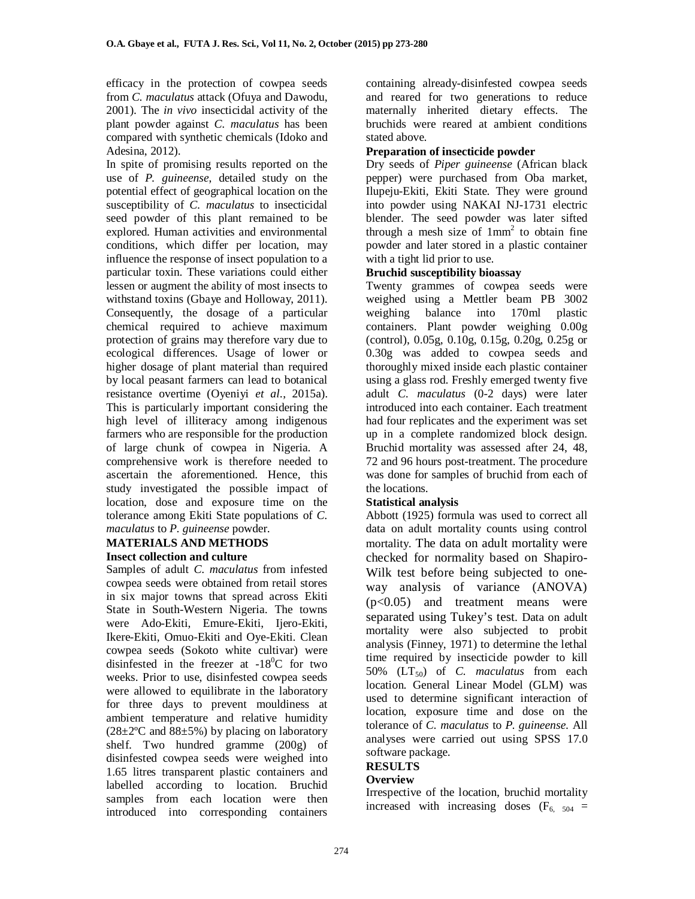efficacy in the protection of cowpea seeds from *C. maculatus* attack (Ofuya and Dawodu, 2001). The *in vivo* insecticidal activity of the plant powder against *C. maculatus* has been compared with synthetic chemicals (Idoko and Adesina, 2012).

In spite of promising results reported on the use of *P. guineense*, detailed study on the potential effect of geographical location on the susceptibility of *C. maculatus* to insecticidal seed powder of this plant remained to be explored. Human activities and environmental conditions, which differ per location, may influence the response of insect population to a particular toxin. These variations could either lessen or augment the ability of most insects to withstand toxins (Gbaye and Holloway, 2011). Consequently, the dosage of a particular chemical required to achieve maximum protection of grains may therefore vary due to ecological differences. Usage of lower or higher dosage of plant material than required by local peasant farmers can lead to botanical resistance overtime (Oyeniyi *et al.*, 2015a). This is particularly important considering the high level of illiteracy among indigenous farmers who are responsible for the production of large chunk of cowpea in Nigeria. A comprehensive work is therefore needed to ascertain the aforementioned. Hence, this study investigated the possible impact of location, dose and exposure time on the tolerance among Ekiti State populations of *C. maculatus* to *P. guineense* powder.

## MATERIALS AND METHODS

### Insect collection and culture

Samples of adult *C. maculatus* from infested cowpea seeds were obtained from retail stores in six major towns that spread across Ekiti State in South-Western Nigeria. The towns were Ado-Ekiti, Emure-Ekiti, Ijero-Ekiti, Ikere-Ekiti, Omuo-Ekiti and Oye-Ekiti. Clean cowpea seeds (Sokoto white cultivar) were disinfested in the freezer at -18$^0$C for two weeks. Prior to use, disinfested cowpea seeds were allowed to equilibrate in the laboratory for three days to prevent mouldiness at ambient temperature and relative humidity (28±2ºC and 88±5%) by placing on laboratory shelf. Two hundred gramme (200g) of disinfested cowpea seeds were weighed into 1.65 litres transparent plastic containers and labelled according to location. Bruchid samples from each location were then introduced into corresponding containers containing already-disinfested cowpea seeds and reared for two generations to reduce maternally inherited dietary effects. The bruchids were reared at ambient conditions stated above.

### Preparation of insecticide powder

Dry seeds of *Piper guineense* (African black pepper) were purchased from Oba market, Ilupeju-Ekiti, Ekiti State. They were ground into powder using NAKAI NJ-1731 electric blender. The seed powder was later sifted through a mesh size of 1mm$^2$ to obtain fine powder and later stored in a plastic container with a tight lid prior to use.

### Bruchid susceptibility bioassay

Twenty grammes of cowpea seeds were weighed using a Mettler beam PB 3002 weighing balance into 170ml plastic containers. Plant powder weighing 0.00g (control), 0.05g, 0.10g, 0.15g, 0.20g, 0.25g or 0.30g was added to cowpea seeds and thoroughly mixed inside each plastic container using a glass rod. Freshly emerged twenty five adult *C. maculatus* (0-2 days) were later introduced into each container. Each treatment had four replicates and the experiment was set up in a complete randomized block design. Bruchid mortality was assessed after 24, 48, 72 and 96 hours post-treatment. The procedure was done for samples of bruchid from each of the locations.

### Statistical analysis

Abbott (1925) formula was used to correct all data on adult mortality counts using control mortality. The data on adult mortality were checked for normality based on Shapiro-Wilk test before being subjected to one-way analysis of variance (ANOVA) ($p<0.05$) and treatment means were separated using Tukey's test. Data on adult mortality were also subjected to probit analysis (Finney, 1971) to determine the lethal time required by insecticide powder to kill 50% ($LT_{50}$) of *C. maculatus* from each location. General Linear Model (GLM) was used to determine significant interaction of location, exposure time and dose on the tolerance of *C. maculatus* to *P. guineense*. All analyses were carried out using SPSS 17.0 software package.

## RESULTS

### Overview

Irrespective of the location, bruchid mortality increased with increasing doses ($F_{6,\ 504}$ =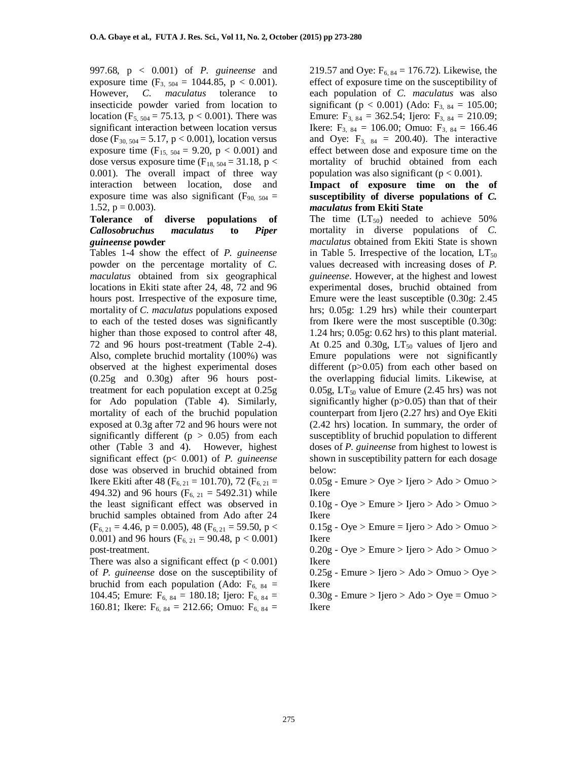997.68, $p < 0.001$) of *P. guineense* and exposure time ($F_{3, 504} = 1044.85$, $p < 0.001$). However, *C. maculatus* tolerance to insecticide powder varied from location to location ($F_{5, 504} = 75.13$, $p < 0.001$). There was significant interaction between location versus dose ($F_{30, 504} = 5.17$, $p < 0.001$), location versus exposure time ($F_{15, 504} = 9.20$, $p < 0.001$) and dose versus exposure time ($F_{18, 504} = 31.18$, $p < 0.001$). The overall impact of three way interaction between location, dose and exposure time was also significant ($F_{90, 504} = 1.52$, $p = 0.003$).

**Tolerance of diverse populations of *Callosobruchus maculatus* to *Piper guineense* powder**

Tables 1-4 show the effect of *P. guineense* powder on the percentage mortality of *C. maculatus* obtained from six geographical locations in Ekiti state after 24, 48, 72 and 96 hours post. Irrespective of the exposure time, mortality of *C. maculatus* populations exposed to each of the tested doses was significantly higher than those exposed to control after 48, 72 and 96 hours post-treatment (Table 2-4). Also, complete bruchid mortality (100%) was observed at the highest experimental doses (0.25g and 0.30g) after 96 hours post-treatment for each population except at 0.25g for Ado population (Table 4). Similarly, mortality of each of the bruchid population exposed at 0.3g after 72 and 96 hours were not significantly different ($p > 0.05$) from each other (Table 3 and 4). However, highest significant effect ($p < 0.001$) of *P. guineense* dose was observed in bruchid obtained from Ikere Ekiti after 48 ($F_{6, 21} = 101.70$), 72 ($F_{6, 21} = 494.32$) and 96 hours ($F_{6, 21} = 5492.31$) while the least significant effect was observed in bruchid samples obtained from Ado after 24 ($F_{6, 21} = 4.46$, $p = 0.005$), 48 ($F_{6, 21} = 59.50$, $p < 0.001$) and 96 hours ($F_{6, 21} = 90.48$, $p < 0.001$) post-treatment.

There was also a significant effect ($p < 0.001$) of *P. guineense* dose on the susceptibility of bruchid from each population (Ado: $F_{6, 84} = 104.45$; Emure: $F_{6, 84} = 180.18$; Ijero: $F_{6, 84} = 160.81$; Ikere: $F_{6, 84} = 212.66$; Omuo: $F_{6, 84} = 219.57$ and Oye: $F_{6, 84} = 176.72$). Likewise, the effect of exposure time on the susceptibility of each population of *C. maculatus* was also significant ($p < 0.001$) (Ado: $F_{3, 84} = 105.00$; Emure: $F_{3, 84} = 362.54$; Ijero: $F_{3, 84} = 210.09$; Ikere: $F_{3, 84} = 106.00$; Omuo: $F_{3, 84} = 166.46$ and Oye: $F_{3, 84} = 200.40$). The interactive effect between dose and exposure time on the mortality of bruchid obtained from each population was also significant ($p < 0.001$).

**Impact of exposure time on the susceptibility of diverse populations of *C. maculatus* from Ekiti State**

The time ($LT_{50}$) needed to achieve 50% mortality in diverse populations of *C. maculatus* obtained from Ekiti State is shown in Table 5. Irrespective of the location, $LT_{50}$ values decreased with increasing doses of *P. guineense*. However, at the highest and lowest experimental doses, bruchid obtained from Emure were the least susceptible (0.30g: 2.45 hrs; 0.05g: 1.29 hrs) while their counterpart from Ikere were the most susceptible (0.30g: 1.24 hrs; 0.05g: 0.62 hrs) to this plant material. At 0.25 and 0.30g, $LT_{50}$ values of Ijero and Emure populations were not significantly different ($p>0.05$) from each other based on the overlapping fiducial limits. Likewise, at 0.05g, $LT_{50}$ value of Emure (2.45 hrs) was not significantly higher ($p>0.05$) than that of their counterpart from Ijero (2.27 hrs) and Oye Ekiti (2.42 hrs) location. In summary, the order of susceptiblity of bruchid population to different doses of *P. guineense* from highest to lowest is shown in susceptibility pattern for each dosage below:

0.05g - Emure > Oye > Ijero > Ado > Omuo > Ikere

0.10g - Oye > Emure > Ijero > Ado > Omuo > Ikere

0.15g - Oye > Emure = Ijero > Ado > Omuo > Ikere

0.20g - Oye > Emure > Ijero > Ado > Omuo > Ikere

0.25g - Emure > Ijero > Ado > Omuo > Oye > Ikere

0.30g - Emure > Ijero > Ado > Oye = Omuo > Ikere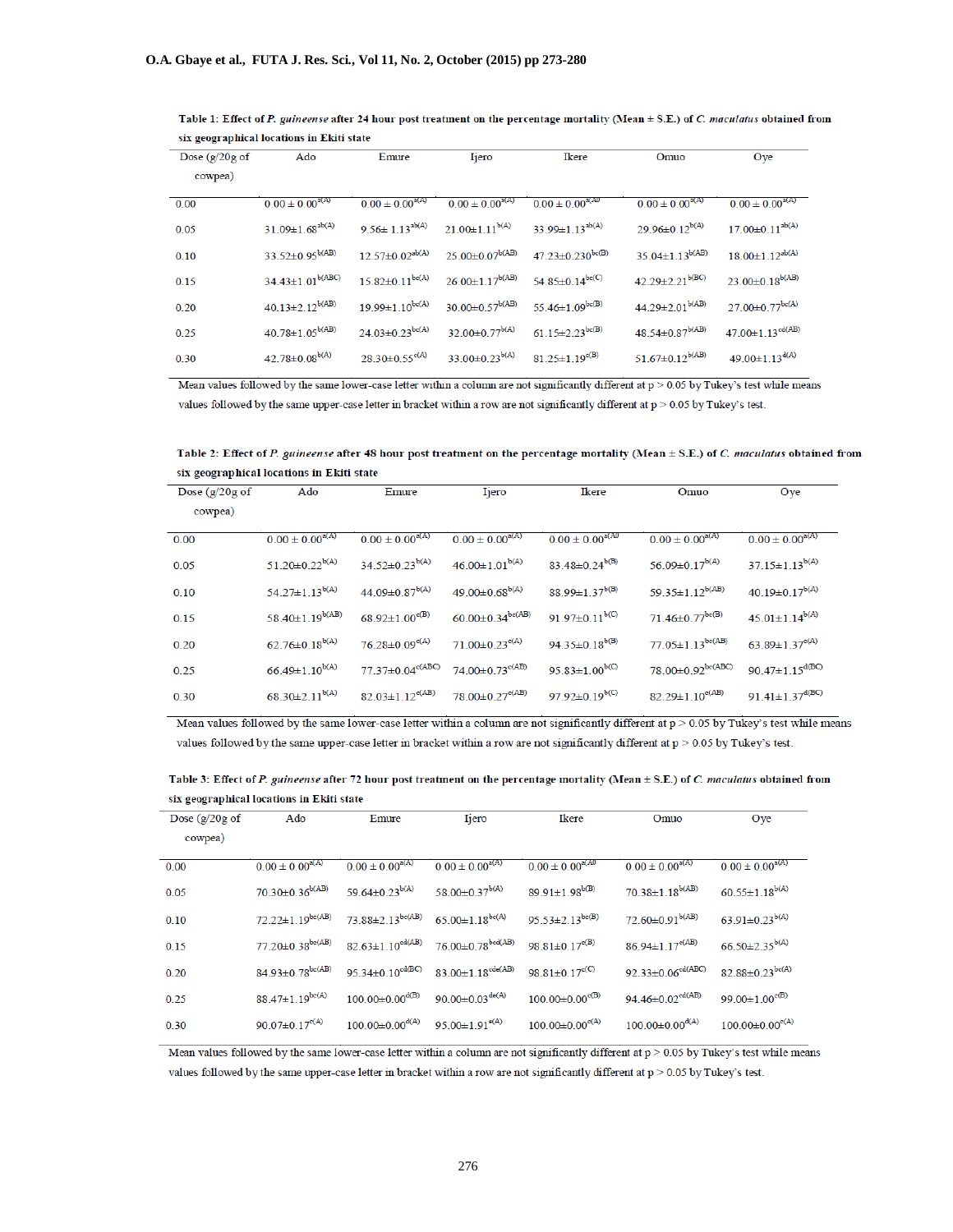**Table 1: Effect of *P. guineense* after 24 hour post treatment on the percentage mortality (Mean ± S.E.) of *C. maculatus* obtained from six geographical locations in Ekiti state**

| Dose (g/20g of cowpea) | Ado | Emure | Ijero | Ikere | Omuo | Oye |
|---|---|---|---|---|---|---|
| 0.00 | 0.00 ± 0.00$^{a(A)}$ | 0.00 ± 0.00$^{a(A)}$ | 0.00 ± 0.00$^{a(A)}$ | 0.00 ± 0.00$^{a(A)}$ | 0.00 ± 0.00$^{a(A)}$ | 0.00 ± 0.00$^{a(A)}$ |
| 0.05 | 31.09±1.68$^{ab(A)}$ | 9.56± 1.13$^{ab(A)}$ | 21.00±1.11$^{b(A)}$ | 33.99±1.13$^{ab(A)}$ | 29.96±0.12$^{b(A)}$ | 17.00±0.11$^{ab(A)}$ |
| 0.10 | 33.52±0.95$^{b(AB)}$ | 12.57±0.02$^{ab(A)}$ | 25.00±0.07$^{b(AB)}$ | 47.23±0.230$^{bc(B)}$ | 35.04±1.13$^{b(AB)}$ | 18.00±1.12$^{ab(A)}$ |
| 0.15 | 34.43±1.01$^{b(ABC)}$ | 15.82±0.11$^{bc(A)}$ | 26.00±1.17$^{b(AB)}$ | 54.85±0.14$^{bc(C)}$ | 42.29±2.21$^{b(BC)}$ | 23.00±0.18$^{b(AB)}$ |
| 0.20 | 40.13±2.12$^{b(AB)}$ | 19.99±1.10$^{bc(A)}$ | 30.00±0.57$^{b(AB)}$ | 55.46±1.09$^{bc(B)}$ | 44.29±2.01$^{b(AB)}$ | 27.00±0.77$^{bc(A)}$ |
| 0.25 | 40.78±1.05$^{b(AB)}$ | 24.03±0.23$^{bc(A)}$ | 32.00±0.77$^{b(A)}$ | 61.15±2.23$^{bc(B)}$ | 48.54±0.87$^{b(AB)}$ | 47.00±1.13$^{cd(AB)}$ |
| 0.30 | 42.78±0.08$^{b(A)}$ | 28.30±0.55$^{c(A)}$ | 33.00±0.23$^{b(A)}$ | 81.25±1.19$^{c(B)}$ | 51.67±0.12$^{b(AB)}$ | 49.00±1.13$^{d(A)}$ |

Mean values followed by the same lower-case letter within a column are not significantly different at p > 0.05 by Tukey's test while means values followed by the same upper-case letter in bracket within a row are not significantly different at p > 0.05 by Tukey's test.

**Table 2: Effect of *P. guineense* after 48 hour post treatment on the percentage mortality (Mean ± S.E.) of *C. maculatus* obtained from six geographical locations in Ekiti state**

| Dose (g/20g of cowpea) | Ado | Emure | Ijero | Ikere | Omuo | Oye |
|---|---|---|---|---|---|---|
| 0.00 | 0.00 ± 0.00$^{a(A)}$ | 0.00 ± 0.00$^{a(A)}$ | 0.00 ± 0.00$^{a(A)}$ | 0.00 ± 0.00$^{a(A)}$ | 0.00 ± 0.00$^{a(A)}$ | 0.00 ± 0.00$^{a(A)}$ |
| 0.05 | 51.20±0.22$^{b(A)}$ | 34.52±0.23$^{b(A)}$ | 46.00±1.01$^{b(A)}$ | 83.48±0.24$^{b(B)}$ | 56.09±0.17$^{b(A)}$ | 37.15±1.13$^{b(A)}$ |
| 0.10 | 54.27±1.13$^{b(A)}$ | 44.09±0.87$^{b(A)}$ | 49.00±0.68$^{b(A)}$ | 88.99±1.37$^{b(B)}$ | 59.35±1.12$^{b(AB)}$ | 40.19±0.17$^{b(A)}$ |
| 0.15 | 58.40±1.19$^{b(AB)}$ | 68.92±1.00$^{c(B)}$ | 60.00±0.34$^{bc(AB)}$ | 91.97±0.11$^{b(C)}$ | 71.46±0.77$^{bc(B)}$ | 45.01±1.14$^{b(A)}$ |
| 0.20 | 62.76±0.18$^{b(A)}$ | 76.28±0.09$^{c(A)}$ | 71.00±0.23$^{c(A)}$ | 94.35±0.18$^{b(B)}$ | 77.05±1.13$^{bc(AB)}$ | 63.89±1.37$^{c(A)}$ |
| 0.25 | 66.49±1.10$^{b(A)}$ | 77.37±0.04$^{c(ABC)}$ | 74.00±0.73$^{c(AB)}$ | 95.83±1.00$^{b(C)}$ | 78.00±0.92$^{bc(ABC)}$ | 90.47±1.15$^{d(BC)}$ |
| 0.30 | 68.30±2.11$^{b(A)}$ | 82.03±1.12$^{c(AB)}$ | 78.00±0.27$^{c(AB)}$ | 97.92±0.19$^{b(C)}$ | 82.29±1.10$^{c(AB)}$ | 91.41±1.37$^{d(BC)}$ |

Mean values followed by the same lower-case letter within a column are not significantly different at p > 0.05 by Tukey's test while means values followed by the same upper-case letter in bracket within a row are not significantly different at p > 0.05 by Tukey's test.

**Table 3: Effect of *P. guineense* after 72 hour post treatment on the percentage mortality (Mean ± S.E.) of *C. maculatus* obtained from six geographical locations in Ekiti state**

| Dose (g/20g of cowpea) | Ado | Emure | Ijero | Ikere | Omuo | Oye |
|---|---|---|---|---|---|---|
| 0.00 | 0.00 ± 0.00$^{a(A)}$ | 0.00 ± 0.00$^{a(A)}$ | 0.00 ± 0.00$^{a(A)}$ | 0.00 ± 0.00$^{a(A)}$ | 0.00 ± 0.00$^{a(A)}$ | 0.00 ± 0.00$^{a(A)}$ |
| 0.05 | 70.30±0.36$^{b(AB)}$ | 59.64±0.23$^{b(A)}$ | 58.00±0.37$^{b(A)}$ | 89.91±1.98$^{b(B)}$ | 70.38±1.18$^{b(AB)}$ | 60.55±1.18$^{b(A)}$ |
| 0.10 | 72.22±1.19$^{bc(AB)}$ | 73.88±2.13$^{bc(AB)}$ | 65.00±1.18$^{bc(A)}$ | 95.53±2.13$^{bc(B)}$ | 72.60±0.91$^{b(AB)}$ | 63.91±0.23$^{b(A)}$ |
| 0.15 | 77.20±0.38$^{bc(AB)}$ | 82.63±1.10$^{cd(AB)}$ | 76.00±0.78$^{bcd(AB)}$ | 98.81±0.17$^{c(B)}$ | 86.94±1.17$^{c(AB)}$ | 66.50±2.35$^{b(A)}$ |
| 0.20 | 84.93±0.78$^{bc(AB)}$ | 95.34±0.10$^{cd(BC)}$ | 83.00±1.18$^{cde(AB)}$ | 98.81±0.17$^{c(C)}$ | 92.33±0.06$^{cd(ABC)}$ | 82.88±0.23$^{bc(A)}$ |
| 0.25 | 88.47±1.19$^{bc(A)}$ | 100.00±0.00$^{d(B)}$ | 90.00±0.03$^{de(A)}$ | 100.00±0.00$^{c(B)}$ | 94.46±0.02$^{cd(AB)}$ | 99.00±1.00$^{c(B)}$ |
| 0.30 | 90.07±0.17$^{c(A)}$ | 100.00±0.00$^{d(A)}$ | 95.00±1.91$^{e(A)}$ | 100.00±0.00$^{c(A)}$ | 100.00±0.00$^{d(A)}$ | 100.00±0.00$^{c(A)}$ |

Mean values followed by the same lower-case letter within a column are not significantly different at p > 0.05 by Tukey's test while means values followed by the same upper-case letter in bracket within a row are not significantly different at p > 0.05 by Tukey's test.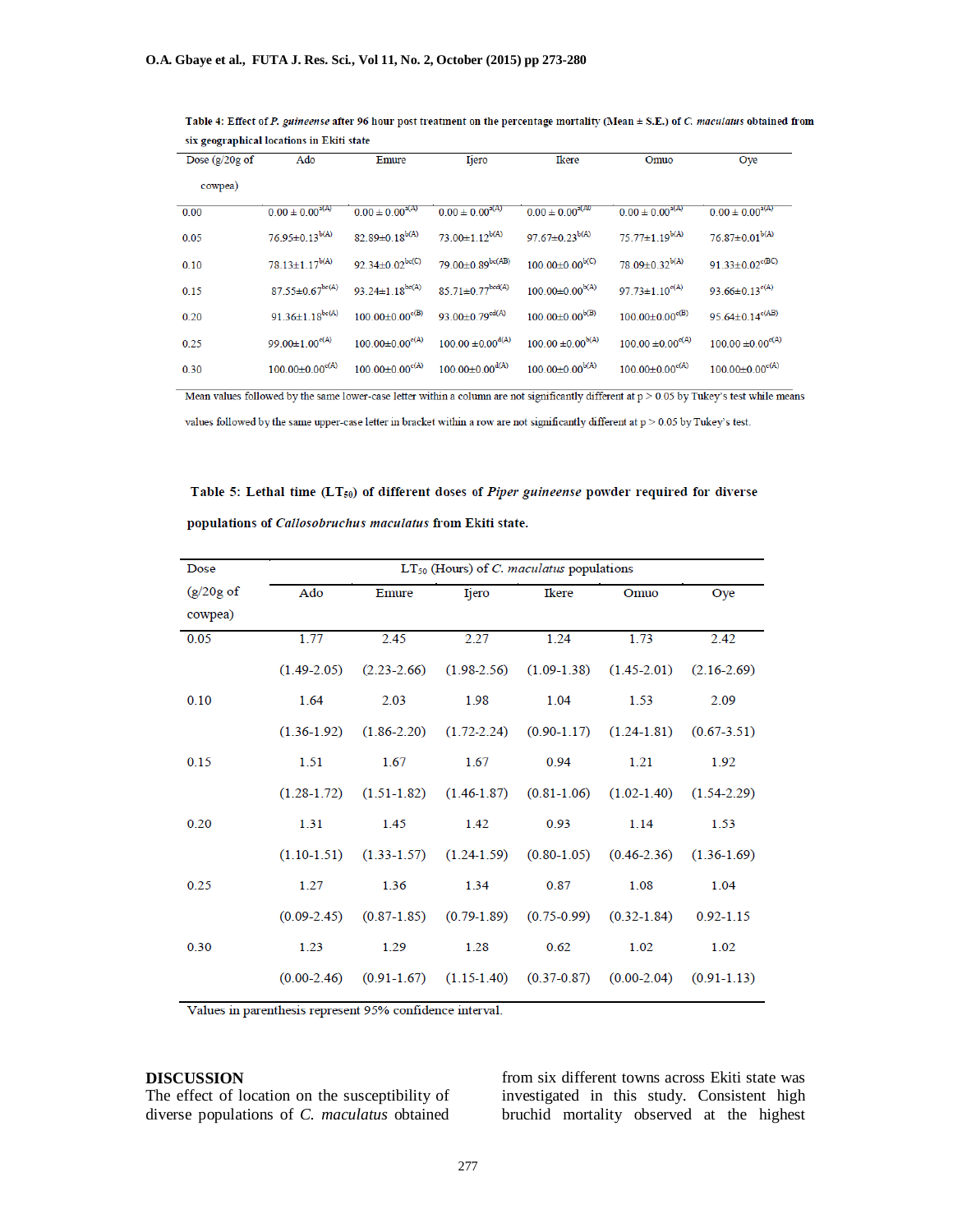Table 4: Effect of *P. guineense* after 96 hour post treatment on the percentage mortality (Mean ± S.E.) of *C. maculatus* obtained from six geographical locations in Ekiti state

| Dose (g/20g of cowpea) | Ado | Emure | Ijero | Ikere | Omuo | Oye |
|---|---|---|---|---|---|---|
| 0.00 | 0.00 ± 0.00[a(A)] | 0.00 ± 0.00[a(A)] | 0.00 ± 0.00[a(A)] | 0.00 ± 0.00[a(A)] | 0.00 ± 0.00[a(A)] | 0.00 ± 0.00[a(A)] |
| 0.05 | 76.95±0.13[b(A)] | 82.89±0.18[b(A)] | 73.00±1.12[b(A)] | 97.67±0.23[b(A)] | 75.77±1.19[b(A)] | 76.87±0.01[b(A)] |
| 0.10 | 78.13±1.17[b(A)] | 92.34±0.02[bc(C)] | 79.00±0.89[bc(AB)] | 100.00±0.00[b(C)] | 78.09±0.32[b(A)] | 91.33±0.02[c(BC)] |
| 0.15 | 87.55±0.67[bc(A)] | 93.24±1.18[bc(A)] | 85.71±0.77[bcd(A)] | 100.00±0.00[b(A)] | 97.73±1.10[c(A)] | 93.66±0.13[c(A)] |
| 0.20 | 91.36±1.18[bc(A)] | 100.00±0.00[c(B)] | 93.00±0.79[cd(A)] | 100.00±0.00[b(B)] | 100.00±0.00[c(B)] | 95.64±0.14[c(AB)] |
| 0.25 | 99.00±1.00[c(A)] | 100.00±0.00[c(A)] | 100.00 ±0.00[d(A)] | 100.00 ±0.00[b(A)] | 100.00 ±0.00[c(A)] | 100.00 ±0.00[c(A)] |
| 0.30 | 100.00±0.00[c(A)] | 100.00±0.00[c(A)] | 100.00±0.00[d(A)] | 100.00±0.00[b(A)] | 100.00±0.00[c(A)] | 100.00±0.00[c(A)] |

Mean values followed by the same lower-case letter within a column are not significantly different at p > 0.05 by Tukey's test while means values followed by the same upper-case letter in bracket within a row are not significantly different at p > 0.05 by Tukey's test.

**Table 5: Lethal time ($LT_{50}$) of different doses of *Piper guineense* powder required for diverse populations of *Callosobruchus maculatus* from Ekiti state.**

| Dose (g/20g of cowpea) | $LT_{50}$ (Hours) of *C. maculatus* populations | | | | | |
|---|---|---|---|---|---|---|
| | Ado | Emure | Ijero | Ikere | Omuo | Oye |
| 0.05 | 1.77 | 2.45 | 2.27 | 1.24 | 1.73 | 2.42 |
| | (1.49-2.05) | (2.23-2.66) | (1.98-2.56) | (1.09-1.38) | (1.45-2.01) | (2.16-2.69) |
| 0.10 | 1.64 | 2.03 | 1.98 | 1.04 | 1.53 | 2.09 |
| | (1.36-1.92) | (1.86-2.20) | (1.72-2.24) | (0.90-1.17) | (1.24-1.81) | (0.67-3.51) |
| 0.15 | 1.51 | 1.67 | 1.67 | 0.94 | 1.21 | 1.92 |
| | (1.28-1.72) | (1.51-1.82) | (1.46-1.87) | (0.81-1.06) | (1.02-1.40) | (1.54-2.29) |
| 0.20 | 1.31 | 1.45 | 1.42 | 0.93 | 1.14 | 1.53 |
| | (1.10-1.51) | (1.33-1.57) | (1.24-1.59) | (0.80-1.05) | (0.46-2.36) | (1.36-1.69) |
| 0.25 | 1.27 | 1.36 | 1.34 | 0.87 | 1.08 | 1.04 |
| | (0.09-2.45) | (0.87-1.85) | (0.79-1.89) | (0.75-0.99) | (0.32-1.84) | 0.92-1.15 |
| 0.30 | 1.23 | 1.29 | 1.28 | 0.62 | 1.02 | 1.02 |
| | (0.00-2.46) | (0.91-1.67) | (1.15-1.40) | (0.37-0.87) | (0.00-2.04) | (0.91-1.13) |

Values in parenthesis represent 95% confidence interval.

## DISCUSSION

The effect of location on the susceptibility of diverse populations of *C. maculatus* obtained from six different towns across Ekiti state was investigated in this study. Consistent high bruchid mortality observed at the highest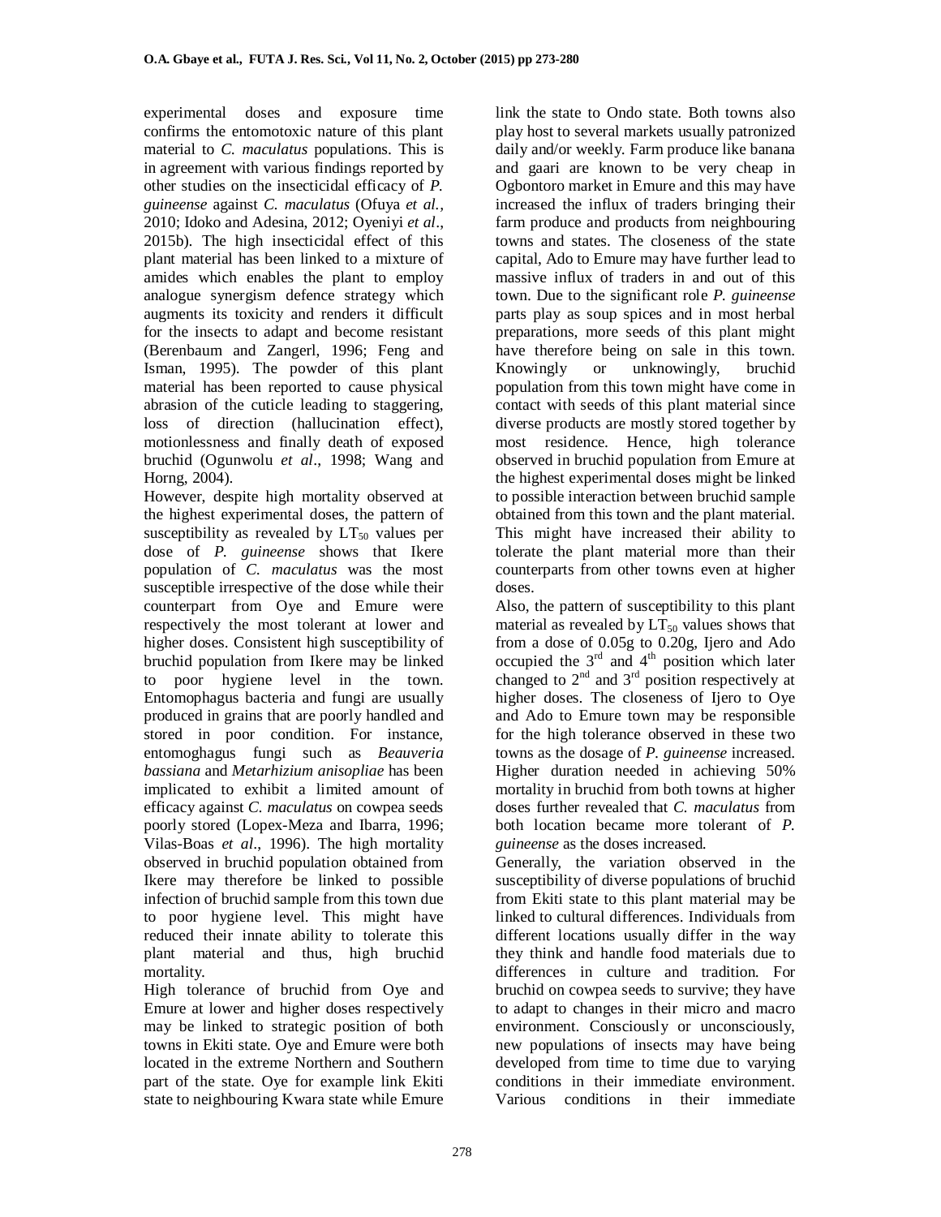experimental doses and exposure time confirms the entomotoxic nature of this plant material to *C. maculatus* populations. This is in agreement with various findings reported by other studies on the insecticidal efficacy of *P. guineense* against *C. maculatus* (Ofuya *et al.*, 2010; Idoko and Adesina, 2012; Oyeniyi *et al*., 2015b). The high insecticidal effect of this plant material has been linked to a mixture of amides which enables the plant to employ analogue synergism defence strategy which augments its toxicity and renders it difficult for the insects to adapt and become resistant (Berenbaum and Zangerl, 1996; Feng and Isman, 1995). The powder of this plant material has been reported to cause physical abrasion of the cuticle leading to staggering, loss of direction (hallucination effect), motionlessness and finally death of exposed bruchid (Ogunwolu *et al*., 1998; Wang and Horng, 2004).

However, despite high mortality observed at the highest experimental doses, the pattern of susceptibility as revealed by $LT_{50}$ values per dose of *P. guineense* shows that Ikere population of *C. maculatus* was the most susceptible irrespective of the dose while their counterpart from Oye and Emure were respectively the most tolerant at lower and higher doses. Consistent high susceptibility of bruchid population from Ikere may be linked to poor hygiene level in the town. Entomophagus bacteria and fungi are usually produced in grains that are poorly handled and stored in poor condition. For instance, entomoghagus fungi such as *Beauveria bassiana* and *Metarhizium anisopliae* has been implicated to exhibit a limited amount of efficacy against *C. maculatus* on cowpea seeds poorly stored (Lopex-Meza and Ibarra, 1996; Vilas-Boas *et al*., 1996). The high mortality observed in bruchid population obtained from Ikere may therefore be linked to possible infection of bruchid sample from this town due to poor hygiene level. This might have reduced their innate ability to tolerate this plant material and thus, high bruchid mortality.

High tolerance of bruchid from Oye and Emure at lower and higher doses respectively may be linked to strategic position of both towns in Ekiti state. Oye and Emure were both located in the extreme Northern and Southern part of the state. Oye for example link Ekiti state to neighbouring Kwara state while Emure link the state to Ondo state. Both towns also play host to several markets usually patronized daily and/or weekly. Farm produce like banana and gaari are known to be very cheap in Ogbontoro market in Emure and this may have increased the influx of traders bringing their farm produce and products from neighbouring towns and states. The closeness of the state capital, Ado to Emure may have further lead to massive influx of traders in and out of this town. Due to the significant role *P. guineense* parts play as soup spices and in most herbal preparations, more seeds of this plant might have therefore being on sale in this town. Knowingly or unknowingly, bruchid population from this town might have come in contact with seeds of this plant material since diverse products are mostly stored together by most residence. Hence, high tolerance observed in bruchid population from Emure at the highest experimental doses might be linked to possible interaction between bruchid sample obtained from this town and the plant material. This might have increased their ability to tolerate the plant material more than their counterparts from other towns even at higher doses.

Also, the pattern of susceptibility to this plant material as revealed by $LT_{50}$ values shows that from a dose of 0.05g to 0.20g, Ijero and Ado occupied the 3rd and 4th position which later changed to 2nd and 3rd position respectively at higher doses. The closeness of Ijero to Oye and Ado to Emure town may be responsible for the high tolerance observed in these two towns as the dosage of *P. guineense* increased. Higher duration needed in achieving 50% mortality in bruchid from both towns at higher doses further revealed that *C. maculatus* from both location became more tolerant of *P. guineense* as the doses increased.

Generally, the variation observed in the susceptibility of diverse populations of bruchid from Ekiti state to this plant material may be linked to cultural differences. Individuals from different locations usually differ in the way they think and handle food materials due to differences in culture and tradition. For bruchid on cowpea seeds to survive; they have to adapt to changes in their micro and macro environment. Consciously or unconsciously, new populations of insects may have being developed from time to time due to varying conditions in their immediate environment. Various conditions in their immediate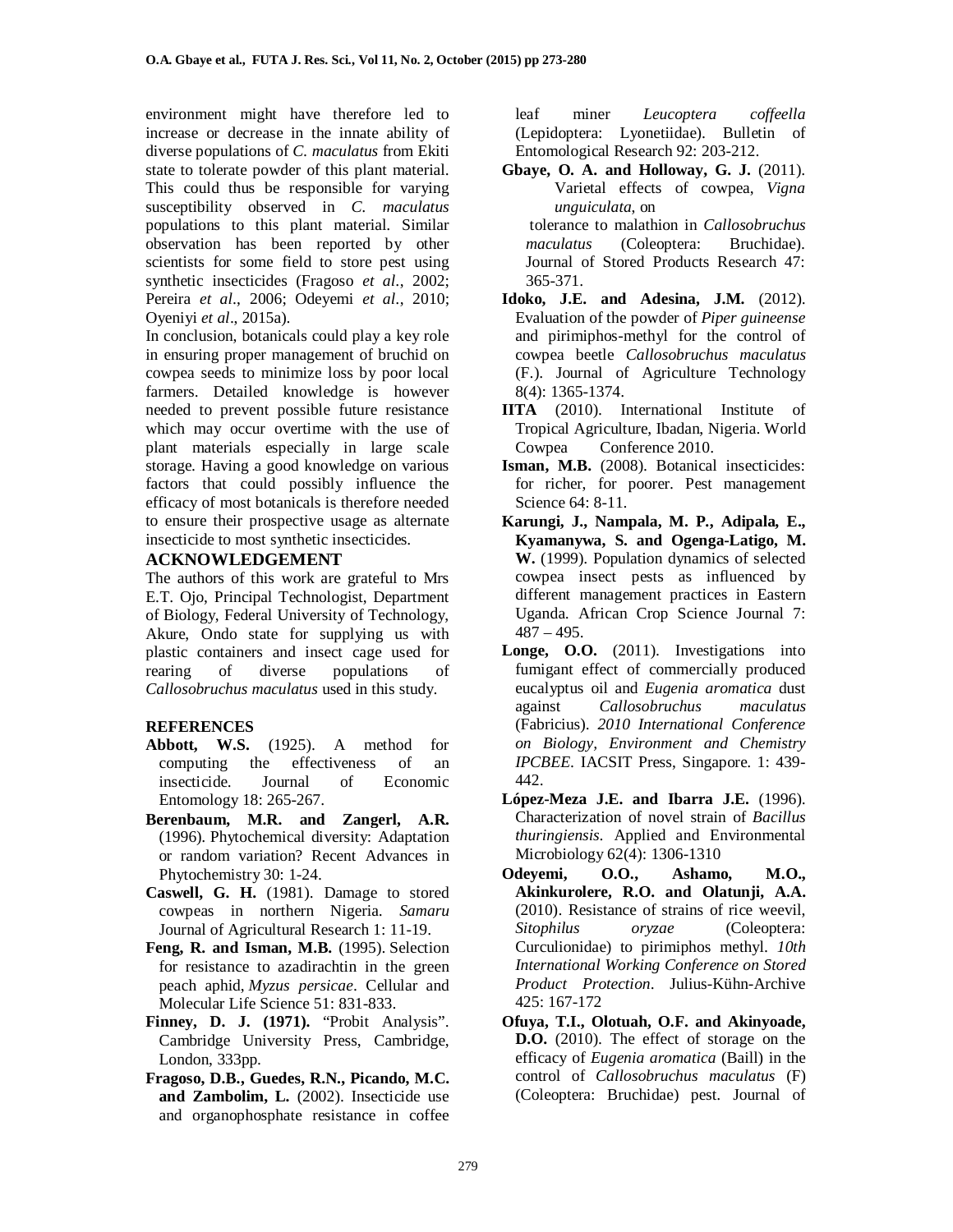environment might have therefore led to increase or decrease in the innate ability of diverse populations of *C. maculatus* from Ekiti state to tolerate powder of this plant material. This could thus be responsible for varying susceptibility observed in *C. maculatus* populations to this plant material. Similar observation has been reported by other scientists for some field to store pest using synthetic insecticides (Fragoso *et al*., 2002; Pereira *et al*., 2006; Odeyemi *et al*., 2010; Oyeniyi *et al*., 2015a).

In conclusion, botanicals could play a key role in ensuring proper management of bruchid on cowpea seeds to minimize loss by poor local farmers. Detailed knowledge is however needed to prevent possible future resistance which may occur overtime with the use of plant materials especially in large scale storage. Having a good knowledge on various factors that could possibly influence the efficacy of most botanicals is therefore needed to ensure their prospective usage as alternate insecticide to most synthetic insecticides.

## ACKNOWLEDGEMENT

The authors of this work are grateful to Mrs E.T. Ojo, Principal Technologist, Department of Biology, Federal University of Technology, Akure, Ondo state for supplying us with plastic containers and insect cage used for rearing of diverse populations of *Callosobruchus maculatus* used in this study.

## REFERENCES

**Abbott, W.S.** (1925). A method for computing the effectiveness of an insecticide. Journal of Economic Entomology 18: 265-267.

**Berenbaum, M.R. and Zangerl, A.R.** (1996). Phytochemical diversity: Adaptation or random variation? Recent Advances in Phytochemistry 30: 1-24.

**Caswell, G. H.** (1981). Damage to stored cowpeas in northern Nigeria. *Samaru* Journal of Agricultural Research 1: 11-19.

**Feng, R. and Isman, M.B.** (1995). Selection for resistance to azadirachtin in the green peach aphid, *Myzus persicae*. Cellular and Molecular Life Science 51: 831-833.

**Finney, D. J. (1971).** "Probit Analysis". Cambridge University Press, Cambridge, London, 333pp.

**Fragoso, D.B., Guedes, R.N., Picando, M.C. and Zambolim, L.** (2002). Insecticide use and organophosphate resistance in coffee leaf miner *Leucoptera coffeella* (Lepidoptera: Lyonetiidae). Bulletin of Entomological Research 92: 203-212.

**Gbaye, O. A. and Holloway, G. J.** (2011). Varietal effects of cowpea, *Vigna unguiculata*, on tolerance to malathion in *Callosobruchus maculatus* (Coleoptera: Bruchidae). Journal of Stored Products Research 47: 365-371.

**Idoko, J.E. and Adesina, J.M.** (2012). Evaluation of the powder of *Piper guineense* and pirimiphos-methyl for the control of cowpea beetle *Callosobruchus maculatus* (F.). Journal of Agriculture Technology 8(4): 1365-1374.

**IITA** (2010). International Institute of Tropical Agriculture, Ibadan, Nigeria. World Cowpea Conference 2010.

**Isman, M.B.** (2008). Botanical insecticides: for richer, for poorer. Pest management Science 64: 8-11.

**Karungi, J., Nampala, M. P., Adipala, E., Kyamanywa, S. and Ogenga-Latigo, M. W.** (1999). Population dynamics of selected cowpea insect pests as influenced by different management practices in Eastern Uganda. African Crop Science Journal 7: 487 – 495.

**Longe, O.O.** (2011). Investigations into fumigant effect of commercially produced eucalyptus oil and *Eugenia aromatica* dust against *Callosobruchus maculatus* (Fabricius). *2010 International Conference on Biology, Environment and Chemistry IPCBEE*. IACSIT Press, Singapore. 1: 439-442.

**López-Meza J.E. and Ibarra J.E.** (1996). Characterization of novel strain of *Bacillus thuringiensis*. Applied and Environmental Microbiology 62(4): 1306-1310

**Odeyemi, O.O., Ashamo, M.O., Akinkurolere, R.O. and Olatunji, A.A.** (2010). Resistance of strains of rice weevil, *Sitophilus oryzae* (Coleoptera: Curculionidae) to pirimiphos methyl. *10th International Working Conference on Stored Product Protection*. Julius-Kühn-Archive 425: 167-172

**Ofuya, T.I., Olotuah, O.F. and Akinyoade, D.O.** (2010). The effect of storage on the efficacy of *Eugenia aromatica* (Baill) in the control of *Callosobruchus maculatus* (F) (Coleoptera: Bruchidae) pest. Journal of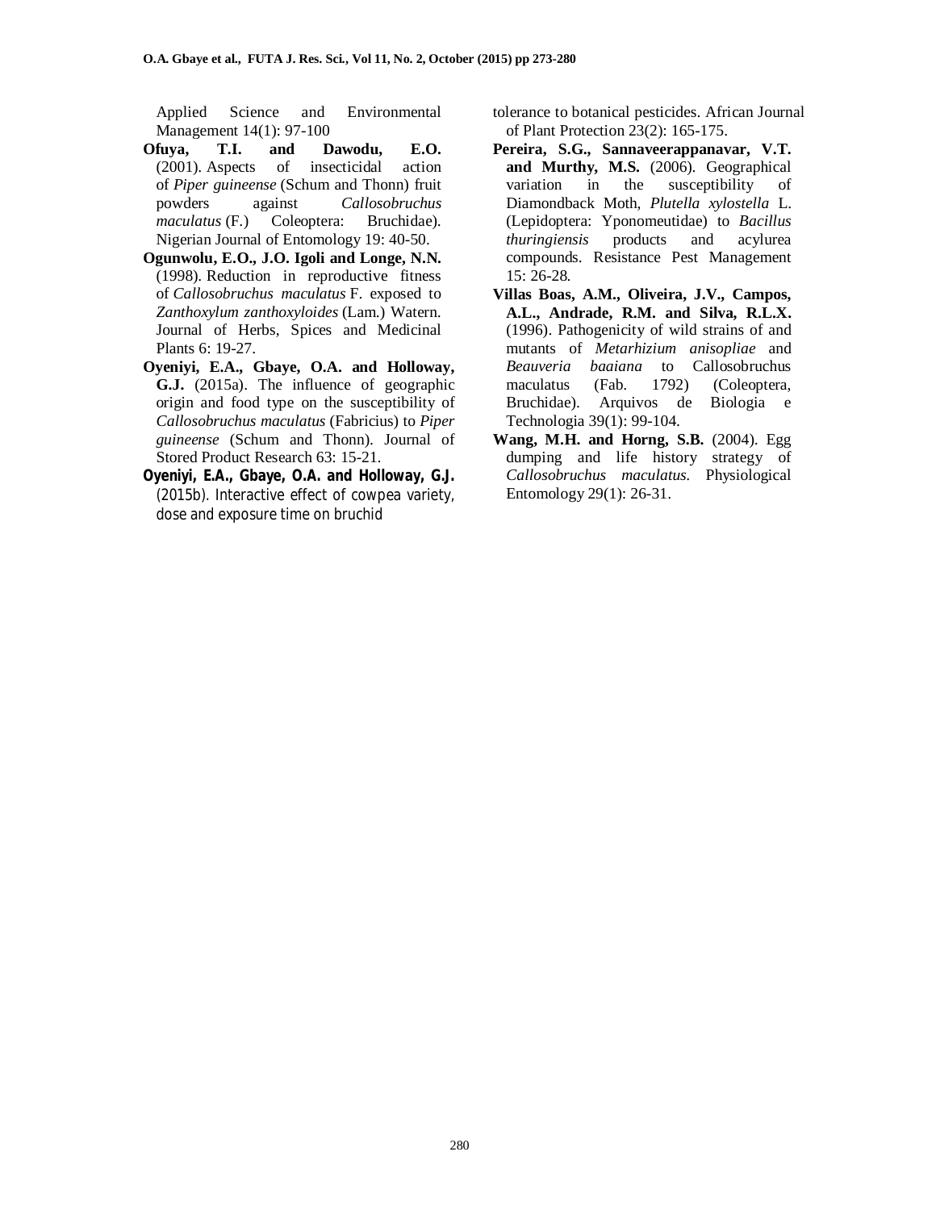Applied Science and Environmental Management 14(1): 97-100

**Ofuya, T.I. and Dawodu, E.O.** (2001). Aspects of insecticidal action of *Piper guineense* (Schum and Thonn) fruit powders against *Callosobruchus maculatus* (F.) Coleoptera: Bruchidae). Nigerian Journal of Entomology 19: 40-50.

**Ogunwolu, E.O., J.O. Igoli and Longe, N.N.** (1998). Reduction in reproductive fitness of *Callosobruchus maculatus* F. exposed to *Zanthoxylum zanthoxyloides* (Lam.) Watern. Journal of Herbs, Spices and Medicinal Plants 6: 19-27.

**Oyeniyi, E.A., Gbaye, O.A. and Holloway, G.J.** (2015a). The influence of geographic origin and food type on the susceptibility of *Callosobruchus maculatus* (Fabricius) to *Piper guineense* (Schum and Thonn). Journal of Stored Product Research 63: 15-21.

**Oyeniyi, E.A., Gbaye, O.A. and Holloway, G.J.** (2015b). Interactive effect of cowpea variety, dose and exposure time on bruchid tolerance to botanical pesticides. African Journal of Plant Protection 23(2): 165-175.

**Pereira, S.G., Sannaveerappanavar, V.T. and Murthy, M.S.** (2006). Geographical variation in the susceptibility of Diamondback Moth, *Plutella xylostella* L. (Lepidoptera: Yponomeutidae) to *Bacillus thuringiensis* products and acylurea compounds. Resistance Pest Management 15: 26-28.

**Villas Boas, A.M., Oliveira, J.V., Campos, A.L., Andrade, R.M. and Silva, R.L.X.** (1996). Pathogenicity of wild strains of and mutants of *Metarhizium anisopliae* and *Beauveria baaiana* to Callosobruchus maculatus (Fab. 1792) (Coleoptera, Bruchidae). Arquivos de Biologia e Technologia 39(1): 99-104.

**Wang, M.H. and Horng, S.B.** (2004). Egg dumping and life history strategy of *Callosobruchus maculatus*. Physiological Entomology 29(1): 26-31.